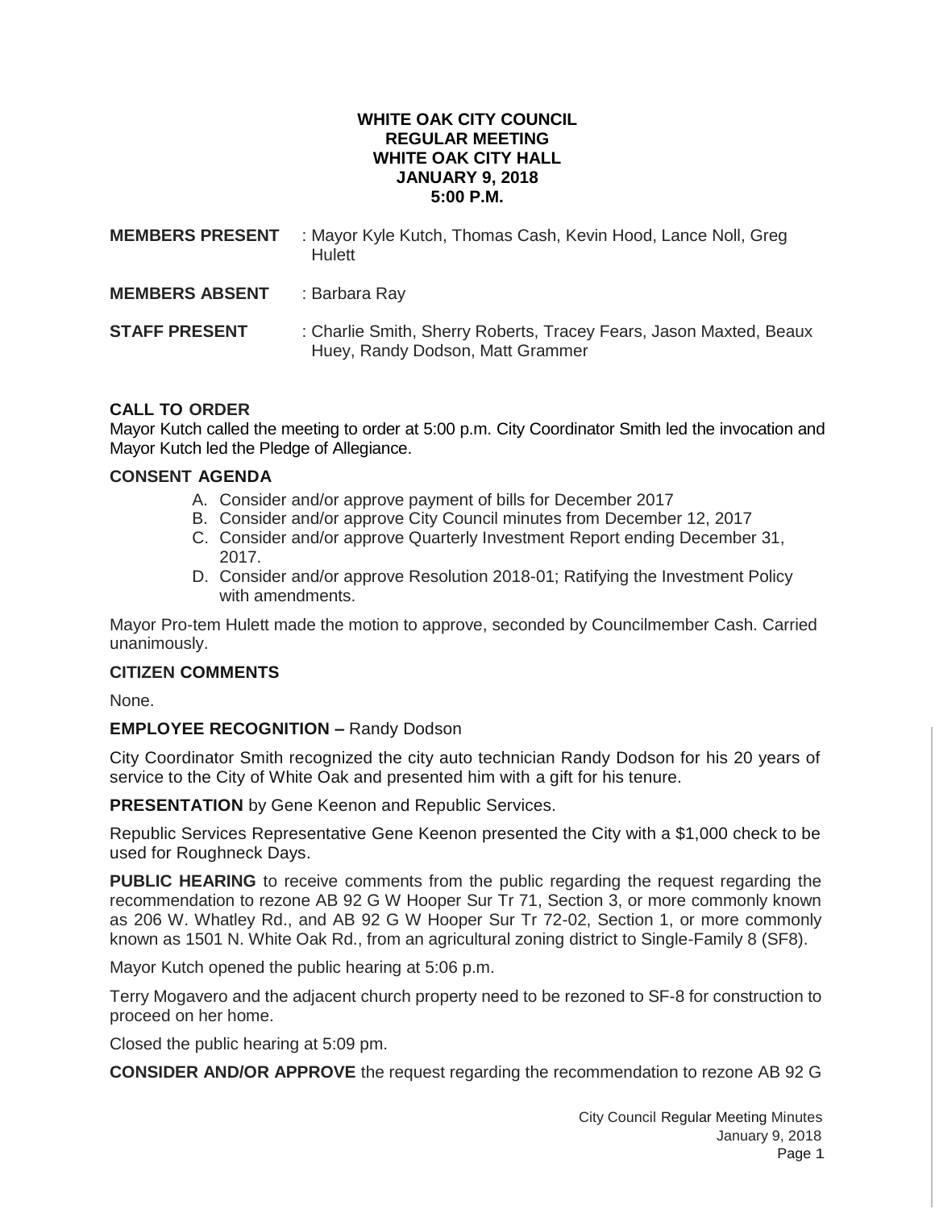**WHITE OAK CITY COUNCIL**
**REGULAR MEETING**
**WHITE OAK CITY HALL**
**JANUARY 9, 2018**
**5:00 P.M.**

**MEMBERS PRESENT** : Mayor Kyle Kutch, Thomas Cash, Kevin Hood, Lance Noll, Greg Hulett

**MEMBERS ABSENT** : Barbara Ray

**STAFF PRESENT** : Charlie Smith, Sherry Roberts, Tracey Fears, Jason Maxted, Beaux Huey, Randy Dodson, Matt Grammer

**CALL TO ORDER**

Mayor Kutch called the meeting to order at 5:00 p.m. City Coordinator Smith led the invocation and Mayor Kutch led the Pledge of Allegiance.

**CONSENT AGENDA**

A. Consider and/or approve payment of bills for December 2017
B. Consider and/or approve City Council minutes from December 12, 2017
C. Consider and/or approve Quarterly Investment Report ending December 31, 2017.
D. Consider and/or approve Resolution 2018-01; Ratifying the Investment Policy with amendments.

Mayor Pro-tem Hulett made the motion to approve, seconded by Councilmember Cash. Carried unanimously.

**CITIZEN COMMENTS**

None.

**EMPLOYEE RECOGNITION –** Randy Dodson

City Coordinator Smith recognized the city auto technician Randy Dodson for his 20 years of service to the City of White Oak and presented him with a gift for his tenure.

**PRESENTATION** by Gene Keenon and Republic Services.

Republic Services Representative Gene Keenon presented the City with a $1,000 check to be used for Roughneck Days.

**PUBLIC HEARING** to receive comments from the public regarding the request regarding the recommendation to rezone AB 92 G W Hooper Sur Tr 71, Section 3, or more commonly known as 206 W. Whatley Rd., and AB 92 G W Hooper Sur Tr 72-02, Section 1, or more commonly known as 1501 N. White Oak Rd., from an agricultural zoning district to Single-Family 8 (SF8).

Mayor Kutch opened the public hearing at 5:06 p.m.

Terry Mogavero and the adjacent church property need to be rezoned to SF-8 for construction to proceed on her home.

Closed the public hearing at 5:09 pm.

**CONSIDER AND/OR APPROVE** the request regarding the recommendation to rezone AB 92 G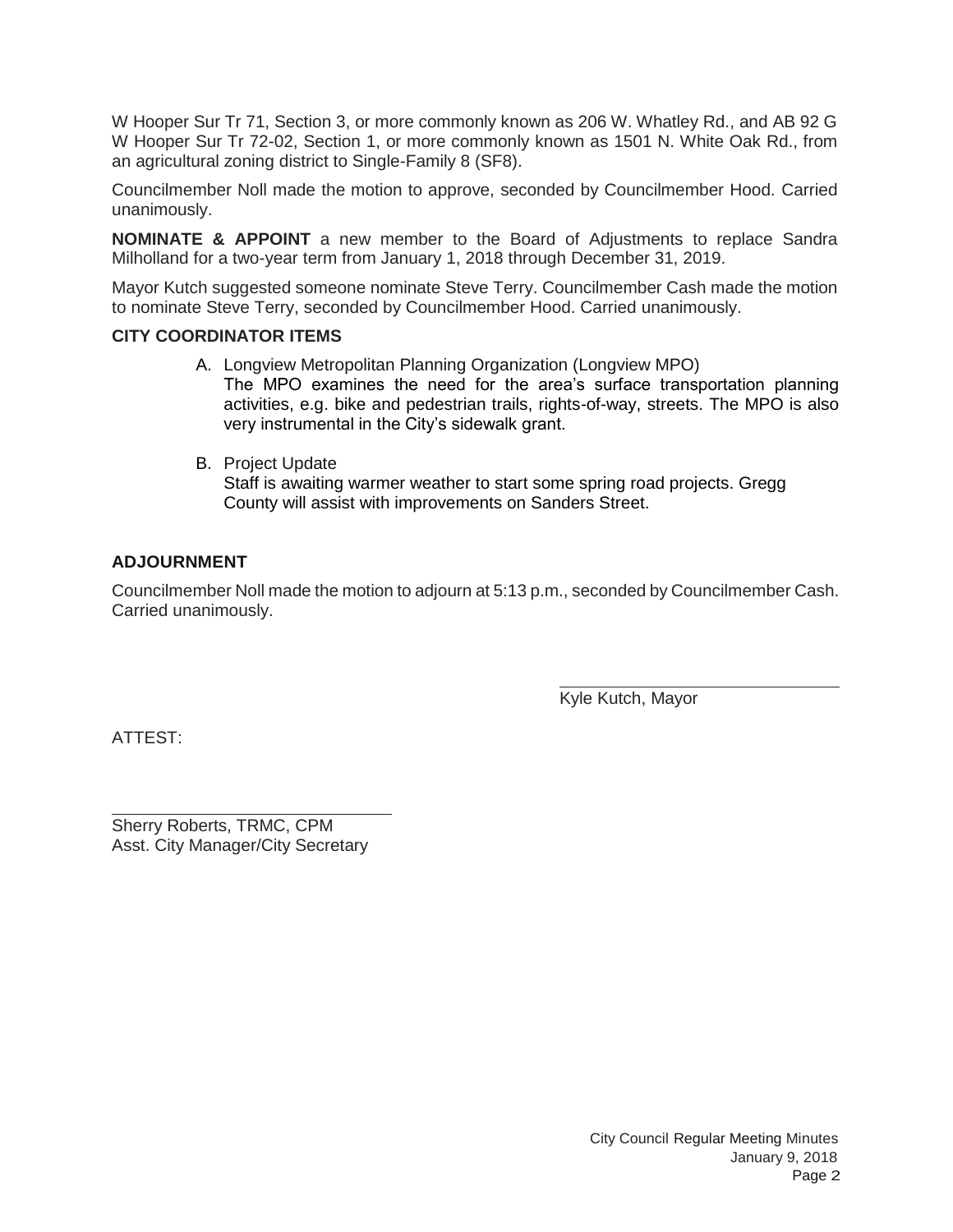W Hooper Sur Tr 71, Section 3, or more commonly known as 206 W. Whatley Rd., and AB 92 G W Hooper Sur Tr 72-02, Section 1, or more commonly known as 1501 N. White Oak Rd., from an agricultural zoning district to Single-Family 8 (SF8).

Councilmember Noll made the motion to approve, seconded by Councilmember Hood. Carried unanimously.

**NOMINATE & APPOINT** a new member to the Board of Adjustments to replace Sandra Milholland for a two-year term from January 1, 2018 through December 31, 2019.

Mayor Kutch suggested someone nominate Steve Terry. Councilmember Cash made the motion to nominate Steve Terry, seconded by Councilmember Hood. Carried unanimously.

## CITY COORDINATOR ITEMS

A. Longview Metropolitan Planning Organization (Longview MPO)
   The MPO examines the need for the area's surface transportation planning activities, e.g. bike and pedestrian trails, rights-of-way, streets. The MPO is also very instrumental in the City's sidewalk grant.

B. Project Update
   Staff is awaiting warmer weather to start some spring road projects. Gregg County will assist with improvements on Sanders Street.

## ADJOURNMENT

Councilmember Noll made the motion to adjourn at 5:13 p.m., seconded by Councilmember Cash. Carried unanimously.

Kyle Kutch, Mayor

ATTEST:

Sherry Roberts, TRMC, CPM
Asst. City Manager/City Secretary